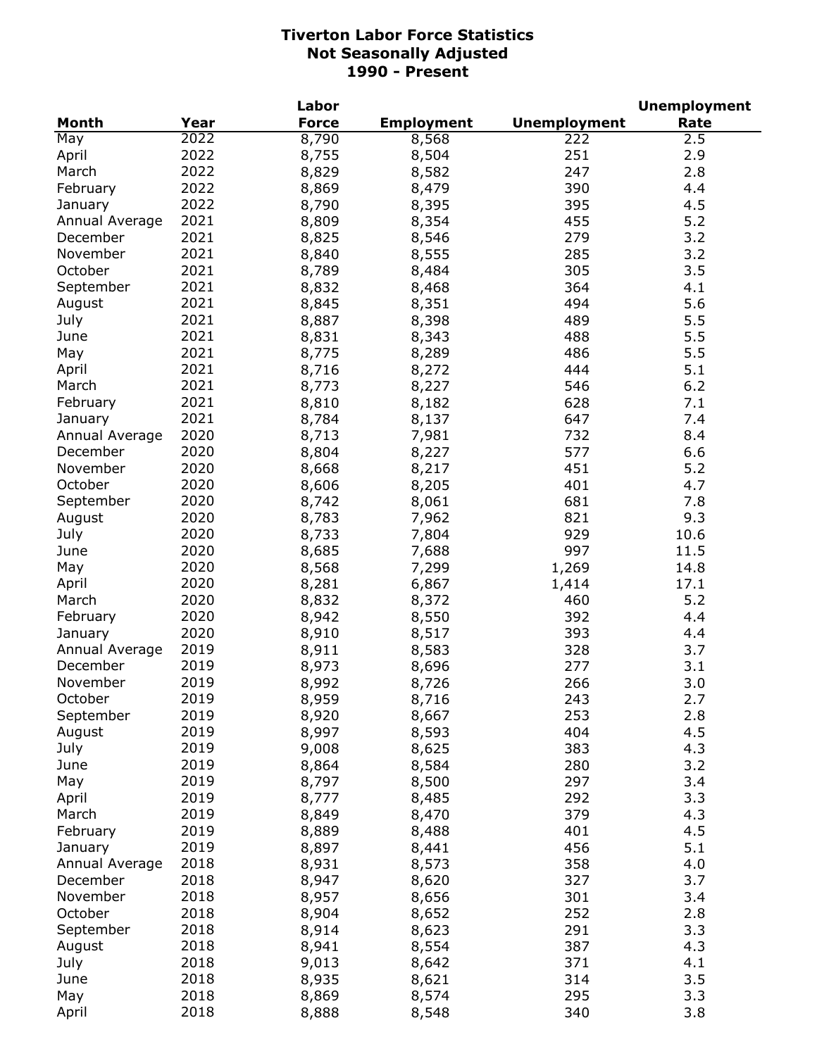# Tiverton Labor Force Statistics
## Not Seasonally Adjusted
## 1990 - Present

| Month | Year | Labor Force | Employment | Unemployment | Unemployment Rate |
|---|---|---|---|---|---|
| May | 2022 | 8,790 | 8,568 | 222 | 2.5 |
| April | 2022 | 8,755 | 8,504 | 251 | 2.9 |
| March | 2022 | 8,829 | 8,582 | 247 | 2.8 |
| February | 2022 | 8,869 | 8,479 | 390 | 4.4 |
| January | 2022 | 8,790 | 8,395 | 395 | 4.5 |
| Annual Average | 2021 | 8,809 | 8,354 | 455 | 5.2 |
| December | 2021 | 8,825 | 8,546 | 279 | 3.2 |
| November | 2021 | 8,840 | 8,555 | 285 | 3.2 |
| October | 2021 | 8,789 | 8,484 | 305 | 3.5 |
| September | 2021 | 8,832 | 8,468 | 364 | 4.1 |
| August | 2021 | 8,845 | 8,351 | 494 | 5.6 |
| July | 2021 | 8,887 | 8,398 | 489 | 5.5 |
| June | 2021 | 8,831 | 8,343 | 488 | 5.5 |
| May | 2021 | 8,775 | 8,289 | 486 | 5.5 |
| April | 2021 | 8,716 | 8,272 | 444 | 5.1 |
| March | 2021 | 8,773 | 8,227 | 546 | 6.2 |
| February | 2021 | 8,810 | 8,182 | 628 | 7.1 |
| January | 2021 | 8,784 | 8,137 | 647 | 7.4 |
| Annual Average | 2020 | 8,713 | 7,981 | 732 | 8.4 |
| December | 2020 | 8,804 | 8,227 | 577 | 6.6 |
| November | 2020 | 8,668 | 8,217 | 451 | 5.2 |
| October | 2020 | 8,606 | 8,205 | 401 | 4.7 |
| September | 2020 | 8,742 | 8,061 | 681 | 7.8 |
| August | 2020 | 8,783 | 7,962 | 821 | 9.3 |
| July | 2020 | 8,733 | 7,804 | 929 | 10.6 |
| June | 2020 | 8,685 | 7,688 | 997 | 11.5 |
| May | 2020 | 8,568 | 7,299 | 1,269 | 14.8 |
| April | 2020 | 8,281 | 6,867 | 1,414 | 17.1 |
| March | 2020 | 8,832 | 8,372 | 460 | 5.2 |
| February | 2020 | 8,942 | 8,550 | 392 | 4.4 |
| January | 2020 | 8,910 | 8,517 | 393 | 4.4 |
| Annual Average | 2019 | 8,911 | 8,583 | 328 | 3.7 |
| December | 2019 | 8,973 | 8,696 | 277 | 3.1 |
| November | 2019 | 8,992 | 8,726 | 266 | 3.0 |
| October | 2019 | 8,959 | 8,716 | 243 | 2.7 |
| September | 2019 | 8,920 | 8,667 | 253 | 2.8 |
| August | 2019 | 8,997 | 8,593 | 404 | 4.5 |
| July | 2019 | 9,008 | 8,625 | 383 | 4.3 |
| June | 2019 | 8,864 | 8,584 | 280 | 3.2 |
| May | 2019 | 8,797 | 8,500 | 297 | 3.4 |
| April | 2019 | 8,777 | 8,485 | 292 | 3.3 |
| March | 2019 | 8,849 | 8,470 | 379 | 4.3 |
| February | 2019 | 8,889 | 8,488 | 401 | 4.5 |
| January | 2019 | 8,897 | 8,441 | 456 | 5.1 |
| Annual Average | 2018 | 8,931 | 8,573 | 358 | 4.0 |
| December | 2018 | 8,947 | 8,620 | 327 | 3.7 |
| November | 2018 | 8,957 | 8,656 | 301 | 3.4 |
| October | 2018 | 8,904 | 8,652 | 252 | 2.8 |
| September | 2018 | 8,914 | 8,623 | 291 | 3.3 |
| August | 2018 | 8,941 | 8,554 | 387 | 4.3 |
| July | 2018 | 9,013 | 8,642 | 371 | 4.1 |
| June | 2018 | 8,935 | 8,621 | 314 | 3.5 |
| May | 2018 | 8,869 | 8,574 | 295 | 3.3 |
| April | 2018 | 8,888 | 8,548 | 340 | 3.8 |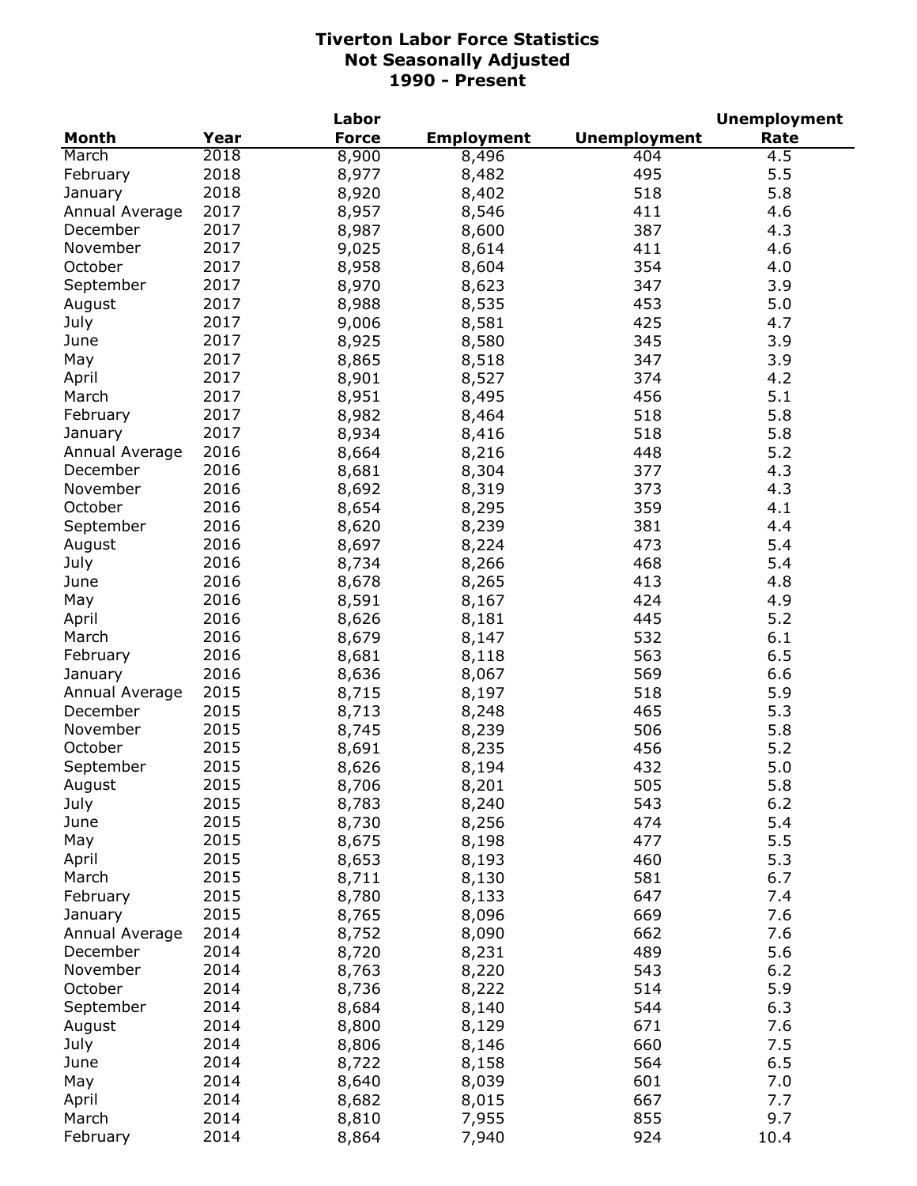# Tiverton Labor Force Statistics
## Not Seasonally Adjusted
## 1990 - Present

| Month | Year | Labor Force | Employment | Unemployment | Unemployment Rate |
|---|---|---|---|---|---|
| March | 2018 | 8,900 | 8,496 | 404 | 4.5 |
| February | 2018 | 8,977 | 8,482 | 495 | 5.5 |
| January | 2018 | 8,920 | 8,402 | 518 | 5.8 |
| Annual Average | 2017 | 8,957 | 8,546 | 411 | 4.6 |
| December | 2017 | 8,987 | 8,600 | 387 | 4.3 |
| November | 2017 | 9,025 | 8,614 | 411 | 4.6 |
| October | 2017 | 8,958 | 8,604 | 354 | 4.0 |
| September | 2017 | 8,970 | 8,623 | 347 | 3.9 |
| August | 2017 | 8,988 | 8,535 | 453 | 5.0 |
| July | 2017 | 9,006 | 8,581 | 425 | 4.7 |
| June | 2017 | 8,925 | 8,580 | 345 | 3.9 |
| May | 2017 | 8,865 | 8,518 | 347 | 3.9 |
| April | 2017 | 8,901 | 8,527 | 374 | 4.2 |
| March | 2017 | 8,951 | 8,495 | 456 | 5.1 |
| February | 2017 | 8,982 | 8,464 | 518 | 5.8 |
| January | 2017 | 8,934 | 8,416 | 518 | 5.8 |
| Annual Average | 2016 | 8,664 | 8,216 | 448 | 5.2 |
| December | 2016 | 8,681 | 8,304 | 377 | 4.3 |
| November | 2016 | 8,692 | 8,319 | 373 | 4.3 |
| October | 2016 | 8,654 | 8,295 | 359 | 4.1 |
| September | 2016 | 8,620 | 8,239 | 381 | 4.4 |
| August | 2016 | 8,697 | 8,224 | 473 | 5.4 |
| July | 2016 | 8,734 | 8,266 | 468 | 5.4 |
| June | 2016 | 8,678 | 8,265 | 413 | 4.8 |
| May | 2016 | 8,591 | 8,167 | 424 | 4.9 |
| April | 2016 | 8,626 | 8,181 | 445 | 5.2 |
| March | 2016 | 8,679 | 8,147 | 532 | 6.1 |
| February | 2016 | 8,681 | 8,118 | 563 | 6.5 |
| January | 2016 | 8,636 | 8,067 | 569 | 6.6 |
| Annual Average | 2015 | 8,715 | 8,197 | 518 | 5.9 |
| December | 2015 | 8,713 | 8,248 | 465 | 5.3 |
| November | 2015 | 8,745 | 8,239 | 506 | 5.8 |
| October | 2015 | 8,691 | 8,235 | 456 | 5.2 |
| September | 2015 | 8,626 | 8,194 | 432 | 5.0 |
| August | 2015 | 8,706 | 8,201 | 505 | 5.8 |
| July | 2015 | 8,783 | 8,240 | 543 | 6.2 |
| June | 2015 | 8,730 | 8,256 | 474 | 5.4 |
| May | 2015 | 8,675 | 8,198 | 477 | 5.5 |
| April | 2015 | 8,653 | 8,193 | 460 | 5.3 |
| March | 2015 | 8,711 | 8,130 | 581 | 6.7 |
| February | 2015 | 8,780 | 8,133 | 647 | 7.4 |
| January | 2015 | 8,765 | 8,096 | 669 | 7.6 |
| Annual Average | 2014 | 8,752 | 8,090 | 662 | 7.6 |
| December | 2014 | 8,720 | 8,231 | 489 | 5.6 |
| November | 2014 | 8,763 | 8,220 | 543 | 6.2 |
| October | 2014 | 8,736 | 8,222 | 514 | 5.9 |
| September | 2014 | 8,684 | 8,140 | 544 | 6.3 |
| August | 2014 | 8,800 | 8,129 | 671 | 7.6 |
| July | 2014 | 8,806 | 8,146 | 660 | 7.5 |
| June | 2014 | 8,722 | 8,158 | 564 | 6.5 |
| May | 2014 | 8,640 | 8,039 | 601 | 7.0 |
| April | 2014 | 8,682 | 8,015 | 667 | 7.7 |
| March | 2014 | 8,810 | 7,955 | 855 | 9.7 |
| February | 2014 | 8,864 | 7,940 | 924 | 10.4 |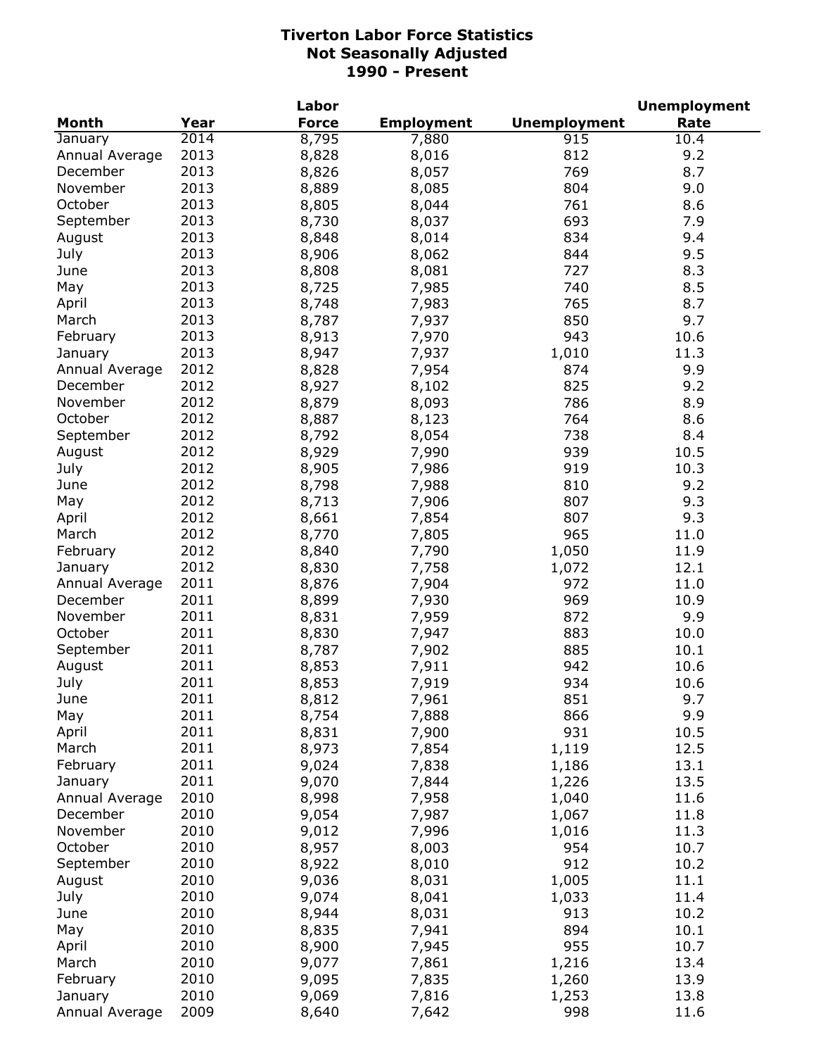# Tiverton Labor Force Statistics
## Not Seasonally Adjusted
## 1990 - Present

| Month | Year | Labor Force | Employment | Unemployment | Unemployment Rate |
|---|---|---|---|---|---|
| January | 2014 | 8,795 | 7,880 | 915 | 10.4 |
| Annual Average | 2013 | 8,828 | 8,016 | 812 | 9.2 |
| December | 2013 | 8,826 | 8,057 | 769 | 8.7 |
| November | 2013 | 8,889 | 8,085 | 804 | 9.0 |
| October | 2013 | 8,805 | 8,044 | 761 | 8.6 |
| September | 2013 | 8,730 | 8,037 | 693 | 7.9 |
| August | 2013 | 8,848 | 8,014 | 834 | 9.4 |
| July | 2013 | 8,906 | 8,062 | 844 | 9.5 |
| June | 2013 | 8,808 | 8,081 | 727 | 8.3 |
| May | 2013 | 8,725 | 7,985 | 740 | 8.5 |
| April | 2013 | 8,748 | 7,983 | 765 | 8.7 |
| March | 2013 | 8,787 | 7,937 | 850 | 9.7 |
| February | 2013 | 8,913 | 7,970 | 943 | 10.6 |
| January | 2013 | 8,947 | 7,937 | 1,010 | 11.3 |
| Annual Average | 2012 | 8,828 | 7,954 | 874 | 9.9 |
| December | 2012 | 8,927 | 8,102 | 825 | 9.2 |
| November | 2012 | 8,879 | 8,093 | 786 | 8.9 |
| October | 2012 | 8,887 | 8,123 | 764 | 8.6 |
| September | 2012 | 8,792 | 8,054 | 738 | 8.4 |
| August | 2012 | 8,929 | 7,990 | 939 | 10.5 |
| July | 2012 | 8,905 | 7,986 | 919 | 10.3 |
| June | 2012 | 8,798 | 7,988 | 810 | 9.2 |
| May | 2012 | 8,713 | 7,906 | 807 | 9.3 |
| April | 2012 | 8,661 | 7,854 | 807 | 9.3 |
| March | 2012 | 8,770 | 7,805 | 965 | 11.0 |
| February | 2012 | 8,840 | 7,790 | 1,050 | 11.9 |
| January | 2012 | 8,830 | 7,758 | 1,072 | 12.1 |
| Annual Average | 2011 | 8,876 | 7,904 | 972 | 11.0 |
| December | 2011 | 8,899 | 7,930 | 969 | 10.9 |
| November | 2011 | 8,831 | 7,959 | 872 | 9.9 |
| October | 2011 | 8,830 | 7,947 | 883 | 10.0 |
| September | 2011 | 8,787 | 7,902 | 885 | 10.1 |
| August | 2011 | 8,853 | 7,911 | 942 | 10.6 |
| July | 2011 | 8,853 | 7,919 | 934 | 10.6 |
| June | 2011 | 8,812 | 7,961 | 851 | 9.7 |
| May | 2011 | 8,754 | 7,888 | 866 | 9.9 |
| April | 2011 | 8,831 | 7,900 | 931 | 10.5 |
| March | 2011 | 8,973 | 7,854 | 1,119 | 12.5 |
| February | 2011 | 9,024 | 7,838 | 1,186 | 13.1 |
| January | 2011 | 9,070 | 7,844 | 1,226 | 13.5 |
| Annual Average | 2010 | 8,998 | 7,958 | 1,040 | 11.6 |
| December | 2010 | 9,054 | 7,987 | 1,067 | 11.8 |
| November | 2010 | 9,012 | 7,996 | 1,016 | 11.3 |
| October | 2010 | 8,957 | 8,003 | 954 | 10.7 |
| September | 2010 | 8,922 | 8,010 | 912 | 10.2 |
| August | 2010 | 9,036 | 8,031 | 1,005 | 11.1 |
| July | 2010 | 9,074 | 8,041 | 1,033 | 11.4 |
| June | 2010 | 8,944 | 8,031 | 913 | 10.2 |
| May | 2010 | 8,835 | 7,941 | 894 | 10.1 |
| April | 2010 | 8,900 | 7,945 | 955 | 10.7 |
| March | 2010 | 9,077 | 7,861 | 1,216 | 13.4 |
| February | 2010 | 9,095 | 7,835 | 1,260 | 13.9 |
| January | 2010 | 9,069 | 7,816 | 1,253 | 13.8 |
| Annual Average | 2009 | 8,640 | 7,642 | 998 | 11.6 |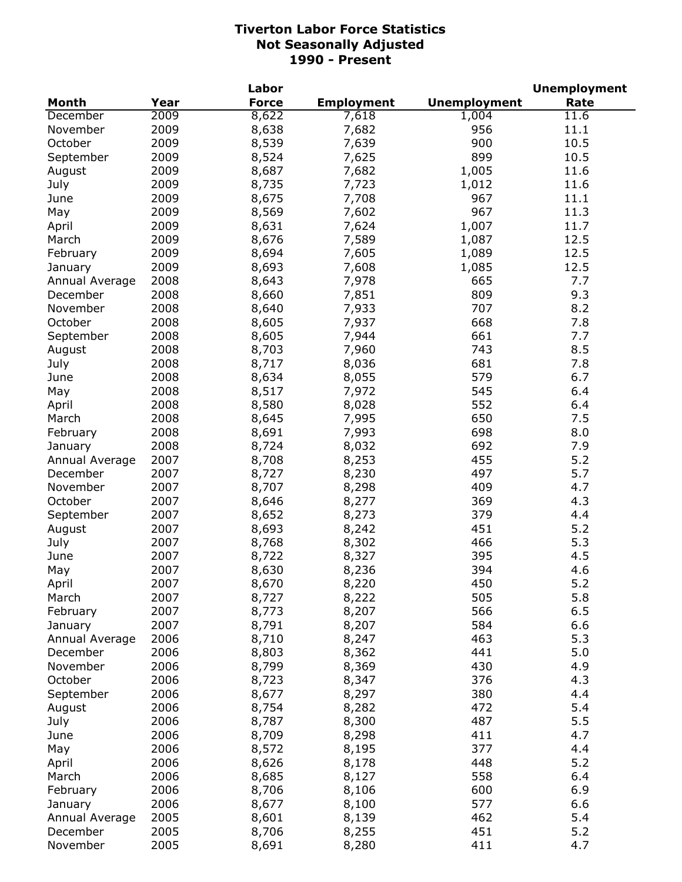# Tiverton Labor Force Statistics
## Not Seasonally Adjusted
## 1990 - Present

| Month | Year | Labor Force | Employment | Unemployment | Unemployment Rate |
|---|---|---|---|---|---|
| December | 2009 | 8,622 | 7,618 | 1,004 | 11.6 |
| November | 2009 | 8,638 | 7,682 | 956 | 11.1 |
| October | 2009 | 8,539 | 7,639 | 900 | 10.5 |
| September | 2009 | 8,524 | 7,625 | 899 | 10.5 |
| August | 2009 | 8,687 | 7,682 | 1,005 | 11.6 |
| July | 2009 | 8,735 | 7,723 | 1,012 | 11.6 |
| June | 2009 | 8,675 | 7,708 | 967 | 11.1 |
| May | 2009 | 8,569 | 7,602 | 967 | 11.3 |
| April | 2009 | 8,631 | 7,624 | 1,007 | 11.7 |
| March | 2009 | 8,676 | 7,589 | 1,087 | 12.5 |
| February | 2009 | 8,694 | 7,605 | 1,089 | 12.5 |
| January | 2009 | 8,693 | 7,608 | 1,085 | 12.5 |
| Annual Average | 2008 | 8,643 | 7,978 | 665 | 7.7 |
| December | 2008 | 8,660 | 7,851 | 809 | 9.3 |
| November | 2008 | 8,640 | 7,933 | 707 | 8.2 |
| October | 2008 | 8,605 | 7,937 | 668 | 7.8 |
| September | 2008 | 8,605 | 7,944 | 661 | 7.7 |
| August | 2008 | 8,703 | 7,960 | 743 | 8.5 |
| July | 2008 | 8,717 | 8,036 | 681 | 7.8 |
| June | 2008 | 8,634 | 8,055 | 579 | 6.7 |
| May | 2008 | 8,517 | 7,972 | 545 | 6.4 |
| April | 2008 | 8,580 | 8,028 | 552 | 6.4 |
| March | 2008 | 8,645 | 7,995 | 650 | 7.5 |
| February | 2008 | 8,691 | 7,993 | 698 | 8.0 |
| January | 2008 | 8,724 | 8,032 | 692 | 7.9 |
| Annual Average | 2007 | 8,708 | 8,253 | 455 | 5.2 |
| December | 2007 | 8,727 | 8,230 | 497 | 5.7 |
| November | 2007 | 8,707 | 8,298 | 409 | 4.7 |
| October | 2007 | 8,646 | 8,277 | 369 | 4.3 |
| September | 2007 | 8,652 | 8,273 | 379 | 4.4 |
| August | 2007 | 8,693 | 8,242 | 451 | 5.2 |
| July | 2007 | 8,768 | 8,302 | 466 | 5.3 |
| June | 2007 | 8,722 | 8,327 | 395 | 4.5 |
| May | 2007 | 8,630 | 8,236 | 394 | 4.6 |
| April | 2007 | 8,670 | 8,220 | 450 | 5.2 |
| March | 2007 | 8,727 | 8,222 | 505 | 5.8 |
| February | 2007 | 8,773 | 8,207 | 566 | 6.5 |
| January | 2007 | 8,791 | 8,207 | 584 | 6.6 |
| Annual Average | 2006 | 8,710 | 8,247 | 463 | 5.3 |
| December | 2006 | 8,803 | 8,362 | 441 | 5.0 |
| November | 2006 | 8,799 | 8,369 | 430 | 4.9 |
| October | 2006 | 8,723 | 8,347 | 376 | 4.3 |
| September | 2006 | 8,677 | 8,297 | 380 | 4.4 |
| August | 2006 | 8,754 | 8,282 | 472 | 5.4 |
| July | 2006 | 8,787 | 8,300 | 487 | 5.5 |
| June | 2006 | 8,709 | 8,298 | 411 | 4.7 |
| May | 2006 | 8,572 | 8,195 | 377 | 4.4 |
| April | 2006 | 8,626 | 8,178 | 448 | 5.2 |
| March | 2006 | 8,685 | 8,127 | 558 | 6.4 |
| February | 2006 | 8,706 | 8,106 | 600 | 6.9 |
| January | 2006 | 8,677 | 8,100 | 577 | 6.6 |
| Annual Average | 2005 | 8,601 | 8,139 | 462 | 5.4 |
| December | 2005 | 8,706 | 8,255 | 451 | 5.2 |
| November | 2005 | 8,691 | 8,280 | 411 | 4.7 |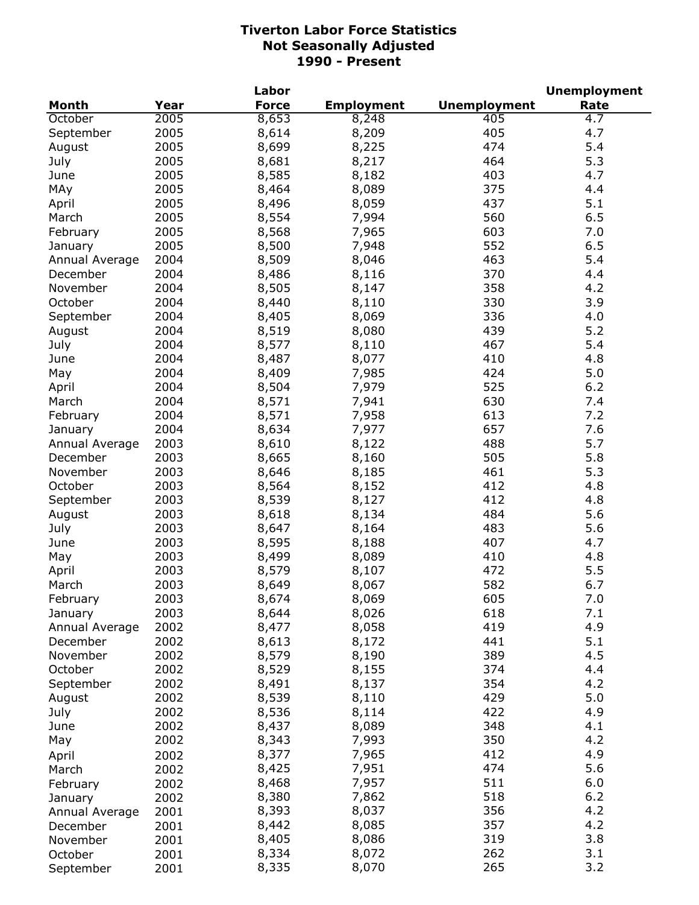**Tiverton Labor Force Statistics**
**Not Seasonally Adjusted**
**1990 - Present**

| Month | Year | Labor Force | Employment | Unemployment | Unemployment Rate |
|---|---|---|---|---|---|
| October | 2005 | 8,653 | 8,248 | 405 | 4.7 |
| September | 2005 | 8,614 | 8,209 | 405 | 4.7 |
| August | 2005 | 8,699 | 8,225 | 474 | 5.4 |
| July | 2005 | 8,681 | 8,217 | 464 | 5.3 |
| June | 2005 | 8,585 | 8,182 | 403 | 4.7 |
| MAy | 2005 | 8,464 | 8,089 | 375 | 4.4 |
| April | 2005 | 8,496 | 8,059 | 437 | 5.1 |
| March | 2005 | 8,554 | 7,994 | 560 | 6.5 |
| February | 2005 | 8,568 | 7,965 | 603 | 7.0 |
| January | 2005 | 8,500 | 7,948 | 552 | 6.5 |
| Annual Average | 2004 | 8,509 | 8,046 | 463 | 5.4 |
| December | 2004 | 8,486 | 8,116 | 370 | 4.4 |
| November | 2004 | 8,505 | 8,147 | 358 | 4.2 |
| October | 2004 | 8,440 | 8,110 | 330 | 3.9 |
| September | 2004 | 8,405 | 8,069 | 336 | 4.0 |
| August | 2004 | 8,519 | 8,080 | 439 | 5.2 |
| July | 2004 | 8,577 | 8,110 | 467 | 5.4 |
| June | 2004 | 8,487 | 8,077 | 410 | 4.8 |
| May | 2004 | 8,409 | 7,985 | 424 | 5.0 |
| April | 2004 | 8,504 | 7,979 | 525 | 6.2 |
| March | 2004 | 8,571 | 7,941 | 630 | 7.4 |
| February | 2004 | 8,571 | 7,958 | 613 | 7.2 |
| January | 2004 | 8,634 | 7,977 | 657 | 7.6 |
| Annual Average | 2003 | 8,610 | 8,122 | 488 | 5.7 |
| December | 2003 | 8,665 | 8,160 | 505 | 5.8 |
| November | 2003 | 8,646 | 8,185 | 461 | 5.3 |
| October | 2003 | 8,564 | 8,152 | 412 | 4.8 |
| September | 2003 | 8,539 | 8,127 | 412 | 4.8 |
| August | 2003 | 8,618 | 8,134 | 484 | 5.6 |
| July | 2003 | 8,647 | 8,164 | 483 | 5.6 |
| June | 2003 | 8,595 | 8,188 | 407 | 4.7 |
| May | 2003 | 8,499 | 8,089 | 410 | 4.8 |
| April | 2003 | 8,579 | 8,107 | 472 | 5.5 |
| March | 2003 | 8,649 | 8,067 | 582 | 6.7 |
| February | 2003 | 8,674 | 8,069 | 605 | 7.0 |
| January | 2003 | 8,644 | 8,026 | 618 | 7.1 |
| Annual Average | 2002 | 8,477 | 8,058 | 419 | 4.9 |
| December | 2002 | 8,613 | 8,172 | 441 | 5.1 |
| November | 2002 | 8,579 | 8,190 | 389 | 4.5 |
| October | 2002 | 8,529 | 8,155 | 374 | 4.4 |
| September | 2002 | 8,491 | 8,137 | 354 | 4.2 |
| August | 2002 | 8,539 | 8,110 | 429 | 5.0 |
| July | 2002 | 8,536 | 8,114 | 422 | 4.9 |
| June | 2002 | 8,437 | 8,089 | 348 | 4.1 |
| May | 2002 | 8,343 | 7,993 | 350 | 4.2 |
| April | 2002 | 8,377 | 7,965 | 412 | 4.9 |
| March | 2002 | 8,425 | 7,951 | 474 | 5.6 |
| February | 2002 | 8,468 | 7,957 | 511 | 6.0 |
| January | 2002 | 8,380 | 7,862 | 518 | 6.2 |
| Annual Average | 2001 | 8,393 | 8,037 | 356 | 4.2 |
| December | 2001 | 8,442 | 8,085 | 357 | 4.2 |
| November | 2001 | 8,405 | 8,086 | 319 | 3.8 |
| October | 2001 | 8,334 | 8,072 | 262 | 3.1 |
| September | 2001 | 8,335 | 8,070 | 265 | 3.2 |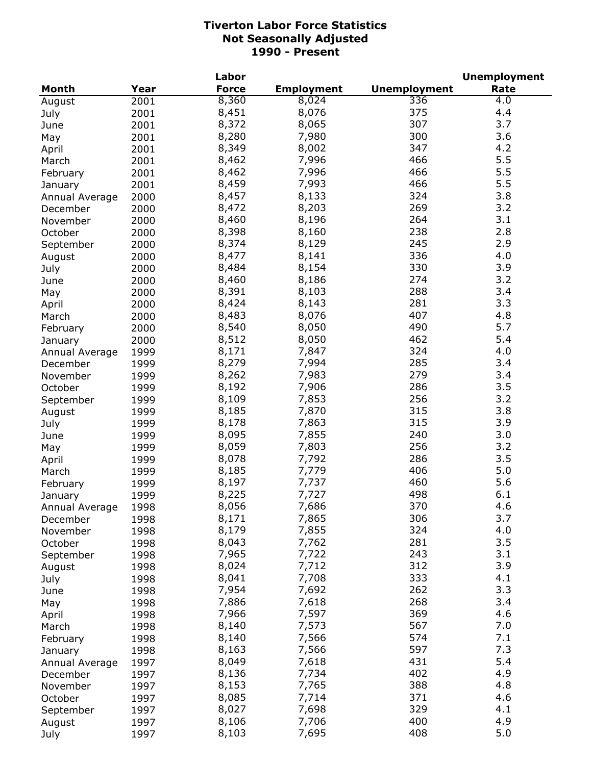# Tiverton Labor Force Statistics
## Not Seasonally Adjusted
## 1990 - Present

| Month | Year | Labor Force | Employment | Unemployment | Unemployment Rate |
|---|---|---|---|---|---|
| August | 2001 | 8,360 | 8,024 | 336 | 4.0 |
| July | 2001 | 8,451 | 8,076 | 375 | 4.4 |
| June | 2001 | 8,372 | 8,065 | 307 | 3.7 |
| May | 2001 | 8,280 | 7,980 | 300 | 3.6 |
| April | 2001 | 8,349 | 8,002 | 347 | 4.2 |
| March | 2001 | 8,462 | 7,996 | 466 | 5.5 |
| February | 2001 | 8,462 | 7,996 | 466 | 5.5 |
| January | 2001 | 8,459 | 7,993 | 466 | 5.5 |
| Annual Average | 2000 | 8,457 | 8,133 | 324 | 3.8 |
| December | 2000 | 8,472 | 8,203 | 269 | 3.2 |
| November | 2000 | 8,460 | 8,196 | 264 | 3.1 |
| October | 2000 | 8,398 | 8,160 | 238 | 2.8 |
| September | 2000 | 8,374 | 8,129 | 245 | 2.9 |
| August | 2000 | 8,477 | 8,141 | 336 | 4.0 |
| July | 2000 | 8,484 | 8,154 | 330 | 3.9 |
| June | 2000 | 8,460 | 8,186 | 274 | 3.2 |
| May | 2000 | 8,391 | 8,103 | 288 | 3.4 |
| April | 2000 | 8,424 | 8,143 | 281 | 3.3 |
| March | 2000 | 8,483 | 8,076 | 407 | 4.8 |
| February | 2000 | 8,540 | 8,050 | 490 | 5.7 |
| January | 2000 | 8,512 | 8,050 | 462 | 5.4 |
| Annual Average | 1999 | 8,171 | 7,847 | 324 | 4.0 |
| December | 1999 | 8,279 | 7,994 | 285 | 3.4 |
| November | 1999 | 8,262 | 7,983 | 279 | 3.4 |
| October | 1999 | 8,192 | 7,906 | 286 | 3.5 |
| September | 1999 | 8,109 | 7,853 | 256 | 3.2 |
| August | 1999 | 8,185 | 7,870 | 315 | 3.8 |
| July | 1999 | 8,178 | 7,863 | 315 | 3.9 |
| June | 1999 | 8,095 | 7,855 | 240 | 3.0 |
| May | 1999 | 8,059 | 7,803 | 256 | 3.2 |
| April | 1999 | 8,078 | 7,792 | 286 | 3.5 |
| March | 1999 | 8,185 | 7,779 | 406 | 5.0 |
| February | 1999 | 8,197 | 7,737 | 460 | 5.6 |
| January | 1999 | 8,225 | 7,727 | 498 | 6.1 |
| Annual Average | 1998 | 8,056 | 7,686 | 370 | 4.6 |
| December | 1998 | 8,171 | 7,865 | 306 | 3.7 |
| November | 1998 | 8,179 | 7,855 | 324 | 4.0 |
| October | 1998 | 8,043 | 7,762 | 281 | 3.5 |
| September | 1998 | 7,965 | 7,722 | 243 | 3.1 |
| August | 1998 | 8,024 | 7,712 | 312 | 3.9 |
| July | 1998 | 8,041 | 7,708 | 333 | 4.1 |
| June | 1998 | 7,954 | 7,692 | 262 | 3.3 |
| May | 1998 | 7,886 | 7,618 | 268 | 3.4 |
| April | 1998 | 7,966 | 7,597 | 369 | 4.6 |
| March | 1998 | 8,140 | 7,573 | 567 | 7.0 |
| February | 1998 | 8,140 | 7,566 | 574 | 7.1 |
| January | 1998 | 8,163 | 7,566 | 597 | 7.3 |
| Annual Average | 1997 | 8,049 | 7,618 | 431 | 5.4 |
| December | 1997 | 8,136 | 7,734 | 402 | 4.9 |
| November | 1997 | 8,153 | 7,765 | 388 | 4.8 |
| October | 1997 | 8,085 | 7,714 | 371 | 4.6 |
| September | 1997 | 8,027 | 7,698 | 329 | 4.1 |
| August | 1997 | 8,106 | 7,706 | 400 | 4.9 |
| July | 1997 | 8,103 | 7,695 | 408 | 5.0 |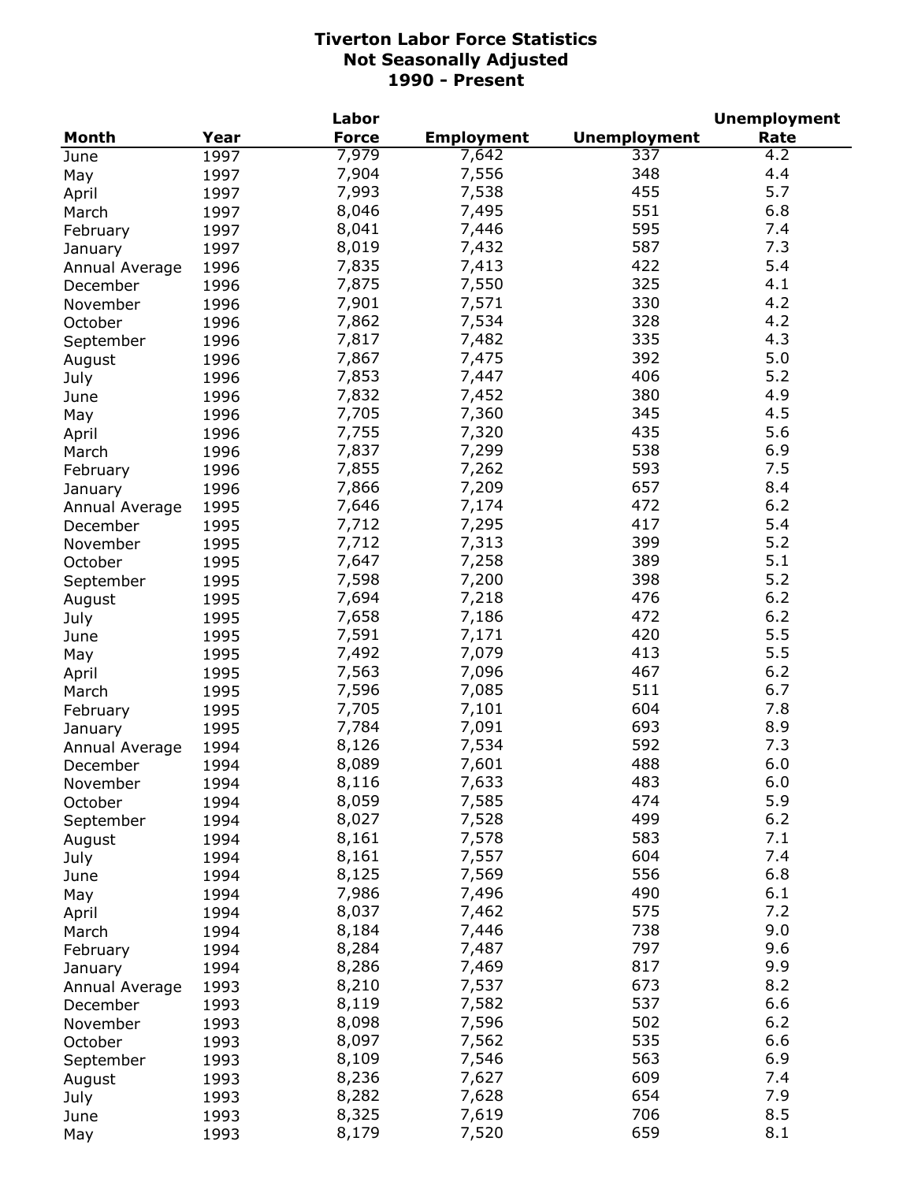# Tiverton Labor Force Statistics
## Not Seasonally Adjusted
## 1990 - Present

| Month | Year | Labor Force | Employment | Unemployment | Unemployment Rate |
|---|---|---|---|---|---|
| June | 1997 | 7,979 | 7,642 | 337 | 4.2 |
| May | 1997 | 7,904 | 7,556 | 348 | 4.4 |
| April | 1997 | 7,993 | 7,538 | 455 | 5.7 |
| March | 1997 | 8,046 | 7,495 | 551 | 6.8 |
| February | 1997 | 8,041 | 7,446 | 595 | 7.4 |
| January | 1997 | 8,019 | 7,432 | 587 | 7.3 |
| Annual Average | 1996 | 7,835 | 7,413 | 422 | 5.4 |
| December | 1996 | 7,875 | 7,550 | 325 | 4.1 |
| November | 1996 | 7,901 | 7,571 | 330 | 4.2 |
| October | 1996 | 7,862 | 7,534 | 328 | 4.2 |
| September | 1996 | 7,817 | 7,482 | 335 | 4.3 |
| August | 1996 | 7,867 | 7,475 | 392 | 5.0 |
| July | 1996 | 7,853 | 7,447 | 406 | 5.2 |
| June | 1996 | 7,832 | 7,452 | 380 | 4.9 |
| May | 1996 | 7,705 | 7,360 | 345 | 4.5 |
| April | 1996 | 7,755 | 7,320 | 435 | 5.6 |
| March | 1996 | 7,837 | 7,299 | 538 | 6.9 |
| February | 1996 | 7,855 | 7,262 | 593 | 7.5 |
| January | 1996 | 7,866 | 7,209 | 657 | 8.4 |
| Annual Average | 1995 | 7,646 | 7,174 | 472 | 6.2 |
| December | 1995 | 7,712 | 7,295 | 417 | 5.4 |
| November | 1995 | 7,712 | 7,313 | 399 | 5.2 |
| October | 1995 | 7,647 | 7,258 | 389 | 5.1 |
| September | 1995 | 7,598 | 7,200 | 398 | 5.2 |
| August | 1995 | 7,694 | 7,218 | 476 | 6.2 |
| July | 1995 | 7,658 | 7,186 | 472 | 6.2 |
| June | 1995 | 7,591 | 7,171 | 420 | 5.5 |
| May | 1995 | 7,492 | 7,079 | 413 | 5.5 |
| April | 1995 | 7,563 | 7,096 | 467 | 6.2 |
| March | 1995 | 7,596 | 7,085 | 511 | 6.7 |
| February | 1995 | 7,705 | 7,101 | 604 | 7.8 |
| January | 1995 | 7,784 | 7,091 | 693 | 8.9 |
| Annual Average | 1994 | 8,126 | 7,534 | 592 | 7.3 |
| December | 1994 | 8,089 | 7,601 | 488 | 6.0 |
| November | 1994 | 8,116 | 7,633 | 483 | 6.0 |
| October | 1994 | 8,059 | 7,585 | 474 | 5.9 |
| September | 1994 | 8,027 | 7,528 | 499 | 6.2 |
| August | 1994 | 8,161 | 7,578 | 583 | 7.1 |
| July | 1994 | 8,161 | 7,557 | 604 | 7.4 |
| June | 1994 | 8,125 | 7,569 | 556 | 6.8 |
| May | 1994 | 7,986 | 7,496 | 490 | 6.1 |
| April | 1994 | 8,037 | 7,462 | 575 | 7.2 |
| March | 1994 | 8,184 | 7,446 | 738 | 9.0 |
| February | 1994 | 8,284 | 7,487 | 797 | 9.6 |
| January | 1994 | 8,286 | 7,469 | 817 | 9.9 |
| Annual Average | 1993 | 8,210 | 7,537 | 673 | 8.2 |
| December | 1993 | 8,119 | 7,582 | 537 | 6.6 |
| November | 1993 | 8,098 | 7,596 | 502 | 6.2 |
| October | 1993 | 8,097 | 7,562 | 535 | 6.6 |
| September | 1993 | 8,109 | 7,546 | 563 | 6.9 |
| August | 1993 | 8,236 | 7,627 | 609 | 7.4 |
| July | 1993 | 8,282 | 7,628 | 654 | 7.9 |
| June | 1993 | 8,325 | 7,619 | 706 | 8.5 |
| May | 1993 | 8,179 | 7,520 | 659 | 8.1 |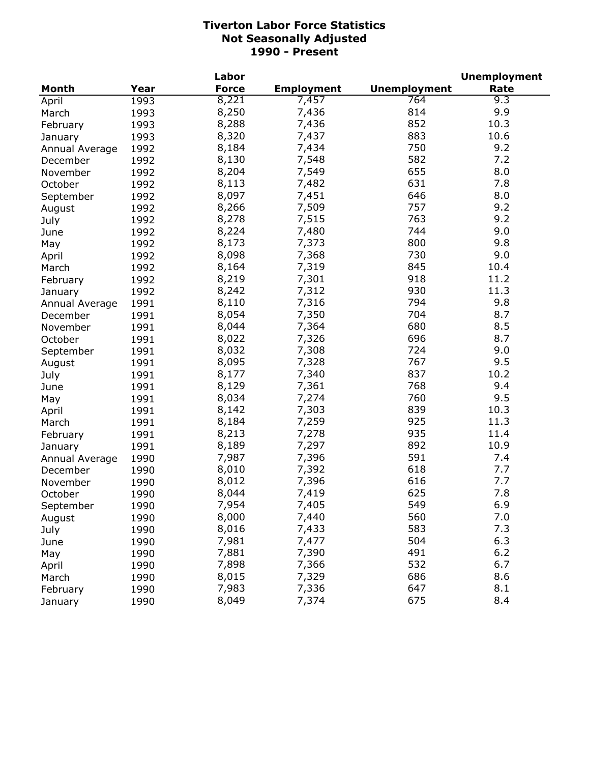**Tiverton Labor Force Statistics**
**Not Seasonally Adjusted**
**1990 - Present**

| Month | Year | Labor Force | Employment | Unemployment | Unemployment Rate |
|---|---|---|---|---|---|
| April | 1993 | 8,221 | 7,457 | 764 | 9.3 |
| March | 1993 | 8,250 | 7,436 | 814 | 9.9 |
| February | 1993 | 8,288 | 7,436 | 852 | 10.3 |
| January | 1993 | 8,320 | 7,437 | 883 | 10.6 |
| Annual Average | 1992 | 8,184 | 7,434 | 750 | 9.2 |
| December | 1992 | 8,130 | 7,548 | 582 | 7.2 |
| November | 1992 | 8,204 | 7,549 | 655 | 8.0 |
| October | 1992 | 8,113 | 7,482 | 631 | 7.8 |
| September | 1992 | 8,097 | 7,451 | 646 | 8.0 |
| August | 1992 | 8,266 | 7,509 | 757 | 9.2 |
| July | 1992 | 8,278 | 7,515 | 763 | 9.2 |
| June | 1992 | 8,224 | 7,480 | 744 | 9.0 |
| May | 1992 | 8,173 | 7,373 | 800 | 9.8 |
| April | 1992 | 8,098 | 7,368 | 730 | 9.0 |
| March | 1992 | 8,164 | 7,319 | 845 | 10.4 |
| February | 1992 | 8,219 | 7,301 | 918 | 11.2 |
| January | 1992 | 8,242 | 7,312 | 930 | 11.3 |
| Annual Average | 1991 | 8,110 | 7,316 | 794 | 9.8 |
| December | 1991 | 8,054 | 7,350 | 704 | 8.7 |
| November | 1991 | 8,044 | 7,364 | 680 | 8.5 |
| October | 1991 | 8,022 | 7,326 | 696 | 8.7 |
| September | 1991 | 8,032 | 7,308 | 724 | 9.0 |
| August | 1991 | 8,095 | 7,328 | 767 | 9.5 |
| July | 1991 | 8,177 | 7,340 | 837 | 10.2 |
| June | 1991 | 8,129 | 7,361 | 768 | 9.4 |
| May | 1991 | 8,034 | 7,274 | 760 | 9.5 |
| April | 1991 | 8,142 | 7,303 | 839 | 10.3 |
| March | 1991 | 8,184 | 7,259 | 925 | 11.3 |
| February | 1991 | 8,213 | 7,278 | 935 | 11.4 |
| January | 1991 | 8,189 | 7,297 | 892 | 10.9 |
| Annual Average | 1990 | 7,987 | 7,396 | 591 | 7.4 |
| December | 1990 | 8,010 | 7,392 | 618 | 7.7 |
| November | 1990 | 8,012 | 7,396 | 616 | 7.7 |
| October | 1990 | 8,044 | 7,419 | 625 | 7.8 |
| September | 1990 | 7,954 | 7,405 | 549 | 6.9 |
| August | 1990 | 8,000 | 7,440 | 560 | 7.0 |
| July | 1990 | 8,016 | 7,433 | 583 | 7.3 |
| June | 1990 | 7,981 | 7,477 | 504 | 6.3 |
| May | 1990 | 7,881 | 7,390 | 491 | 6.2 |
| April | 1990 | 7,898 | 7,366 | 532 | 6.7 |
| March | 1990 | 8,015 | 7,329 | 686 | 8.6 |
| February | 1990 | 7,983 | 7,336 | 647 | 8.1 |
| January | 1990 | 8,049 | 7,374 | 675 | 8.4 |